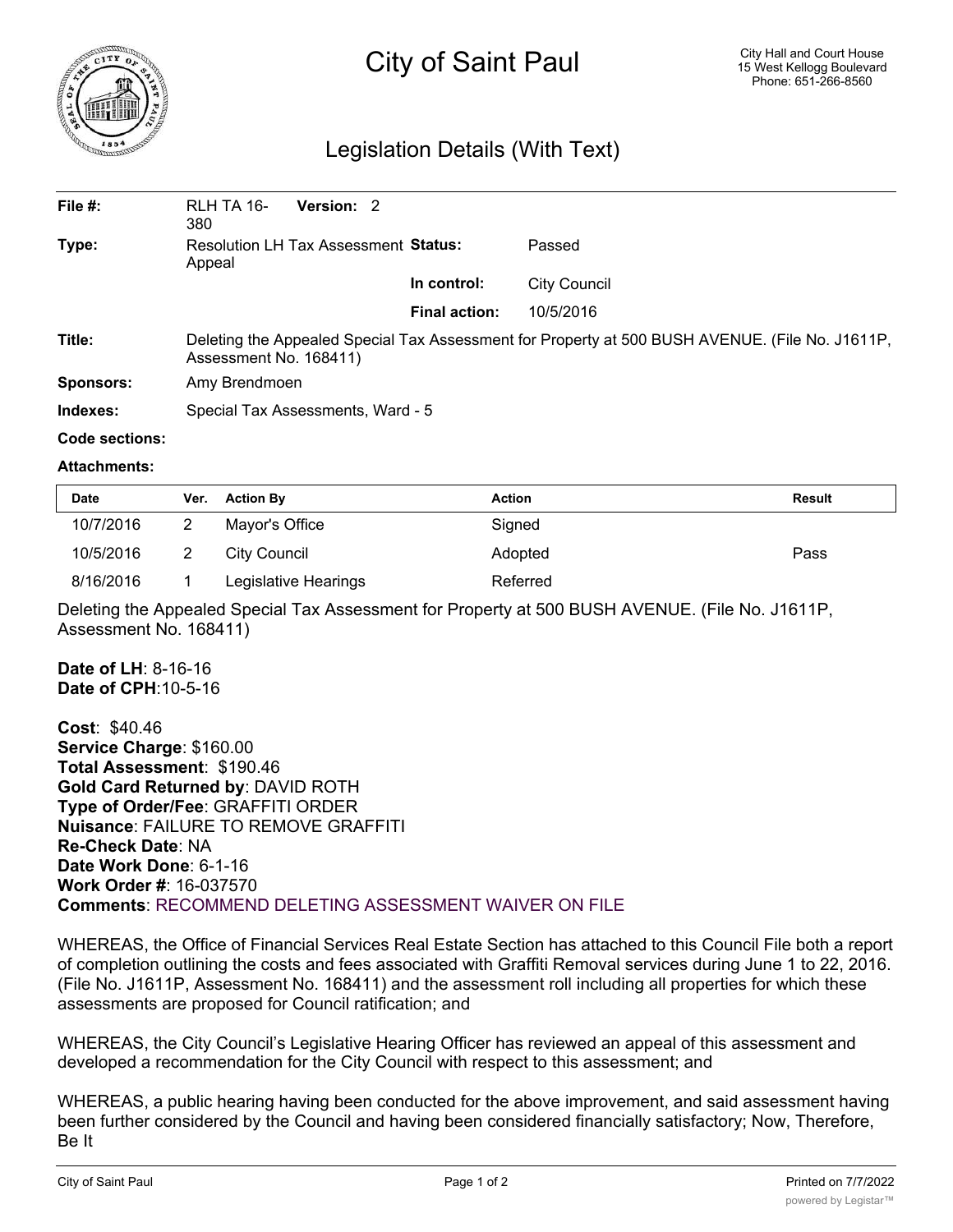# City of Saint Paul

City Hall and Court House
15 West Kellogg Boulevard
Phone: 651-266-8560

## Legislation Details (With Text)

| | | | |
|---|---|---|---|
| **File #:** | RLH TA 16-380 **Version:** 2 | | |
| **Type:** | Resolution LH Tax Assessment Appeal | **Status:** | Passed |
| | | **In control:** | City Council |
| | | **Final action:** | 10/5/2016 |
| **Title:** | Deleting the Appealed Special Tax Assessment for Property at 500 BUSH AVENUE. (File No. J1611P, Assessment No. 168411) | | |
| **Sponsors:** | Amy Brendmoen | | |
| **Indexes:** | Special Tax Assessments, Ward - 5 | | |
| **Code sections:** | | | |
| **Attachments:** | | | |

| Date | Ver. | Action By | Action | Result |
|---|---|---|---|---|
| 10/7/2016 | 2 | Mayor's Office | Signed | |
| 10/5/2016 | 2 | City Council | Adopted | Pass |
| 8/16/2016 | 1 | Legislative Hearings | Referred | |

Deleting the Appealed Special Tax Assessment for Property at 500 BUSH AVENUE. (File No. J1611P, Assessment No. 168411)

**Date of LH**: 8-16-16
**Date of CPH**:10-5-16

**Cost**: $40.46
**Service Charge**: $160.00
**Total Assessment**: $190.46
**Gold Card Returned by**: DAVID ROTH
**Type of Order/Fee**: GRAFFITI ORDER
**Nuisance**: FAILURE TO REMOVE GRAFFITI
**Re-Check Date**: NA
**Date Work Done**: 6-1-16
**Work Order #**: 16-037570
**Comments**: RECOMMEND DELETING ASSESSMENT WAIVER ON FILE

WHEREAS, the Office of Financial Services Real Estate Section has attached to this Council File both a report of completion outlining the costs and fees associated with Graffiti Removal services during June 1 to 22, 2016. (File No. J1611P, Assessment No. 168411) and the assessment roll including all properties for which these assessments are proposed for Council ratification; and

WHEREAS, the City Council's Legislative Hearing Officer has reviewed an appeal of this assessment and developed a recommendation for the City Council with respect to this assessment; and

WHEREAS, a public hearing having been conducted for the above improvement, and said assessment having been further considered by the Council and having been considered financially satisfactory; Now, Therefore, Be It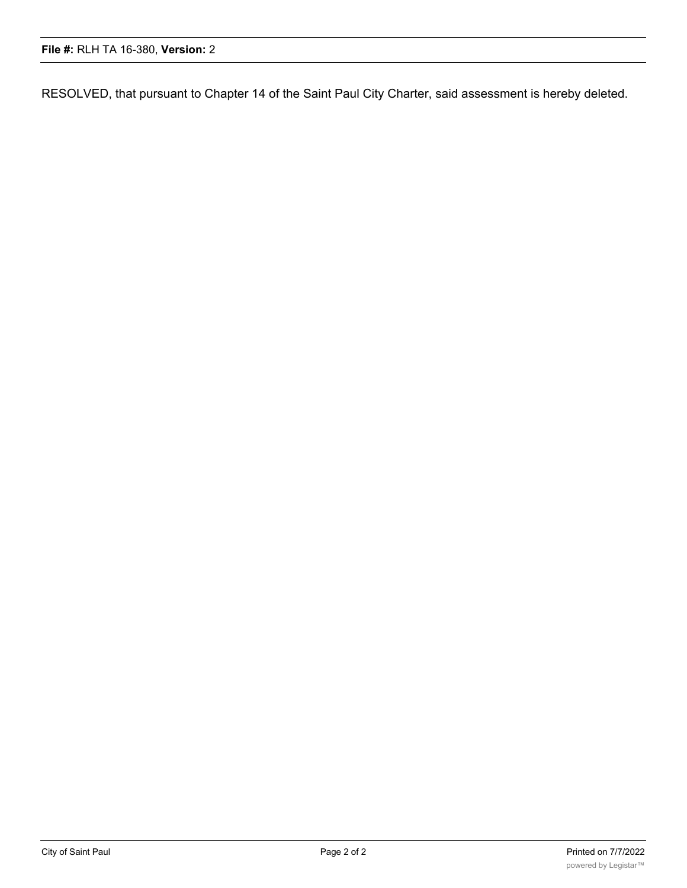RESOLVED, that pursuant to Chapter 14 of the Saint Paul City Charter, said assessment is hereby deleted.